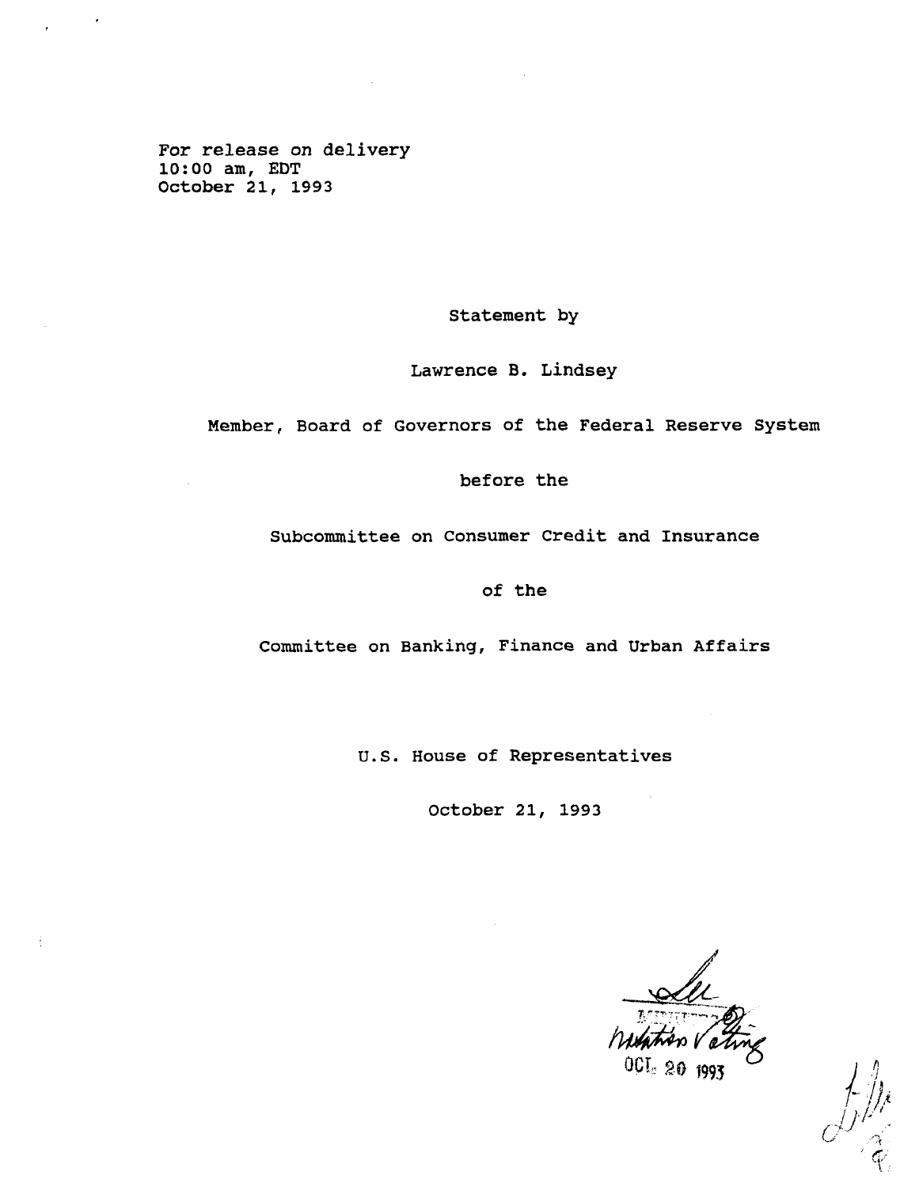For release on delivery
10:00 am, EDT
October 21, 1993

Statement by

Lawrence B. Lindsey

Member, Board of Governors of the Federal Reserve System

before the

Subcommittee on Consumer Credit and Insurance

of the

Committee on Banking, Finance and Urban Affairs

U.S. House of Representatives

October 21, 1993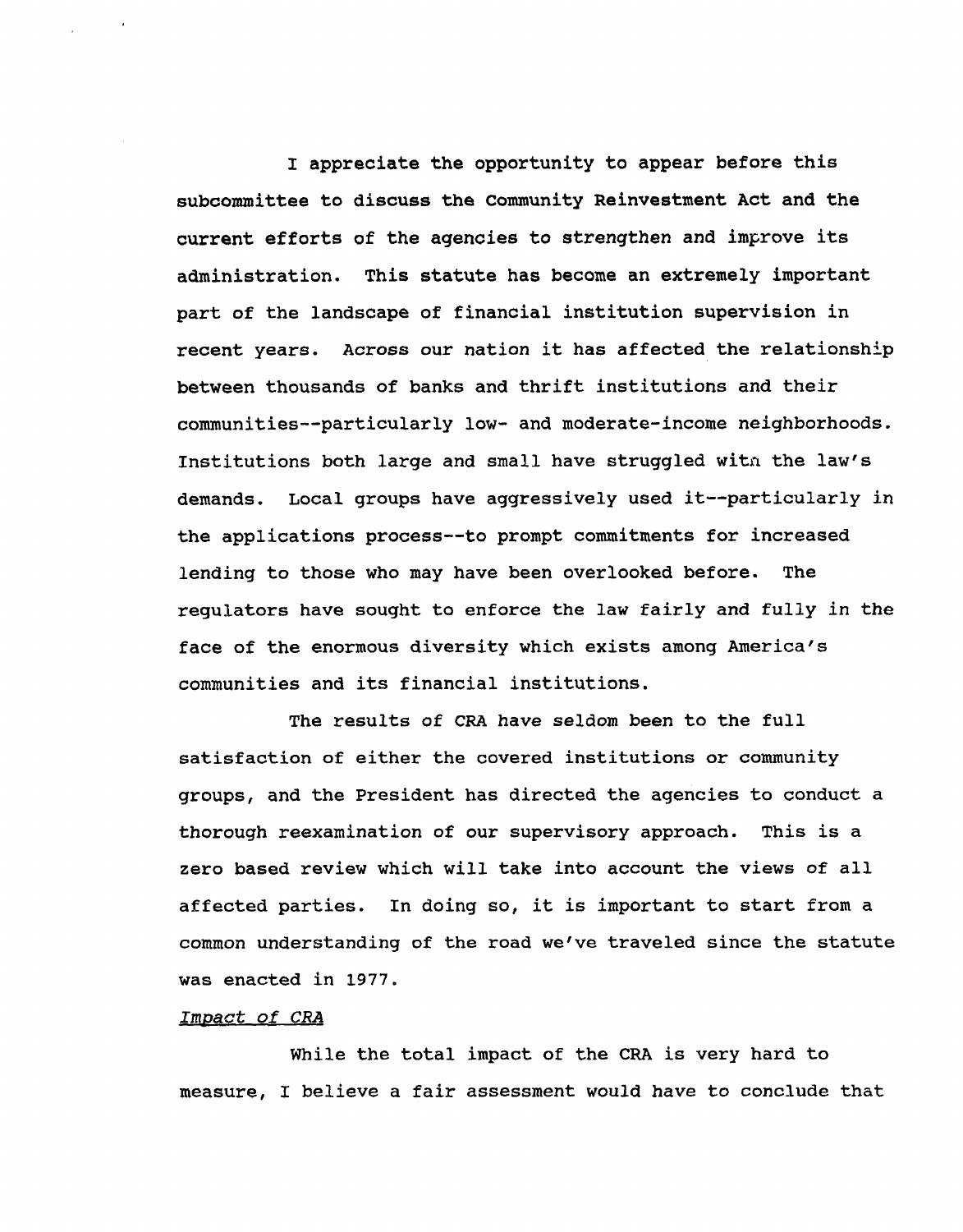I appreciate the opportunity to appear before this subcommittee to discuss the Community Reinvestment Act and the current efforts of the agencies to strengthen and improve its administration. This statute has become an extremely important part of the landscape of financial institution supervision in recent years. Across our nation it has affected the relationship between thousands of banks and thrift institutions and their communities--particularly low- and moderate-income neighborhoods. Institutions both large and small have struggled with the law's demands. Local groups have aggressively used it--particularly in the applications process--to prompt commitments for increased lending to those who may have been overlooked before. The regulators have sought to enforce the law fairly and fully in the face of the enormous diversity which exists among America's communities and its financial institutions.

The results of CRA have seldom been to the full satisfaction of either the covered institutions or community groups, and the President has directed the agencies to conduct a thorough reexamination of our supervisory approach. This is a zero based review which will take into account the views of all affected parties. In doing so, it is important to start from a common understanding of the road we've traveled since the statute was enacted in 1977.

*Impact of CRA*

While the total impact of the CRA is very hard to measure, I believe a fair assessment would have to conclude that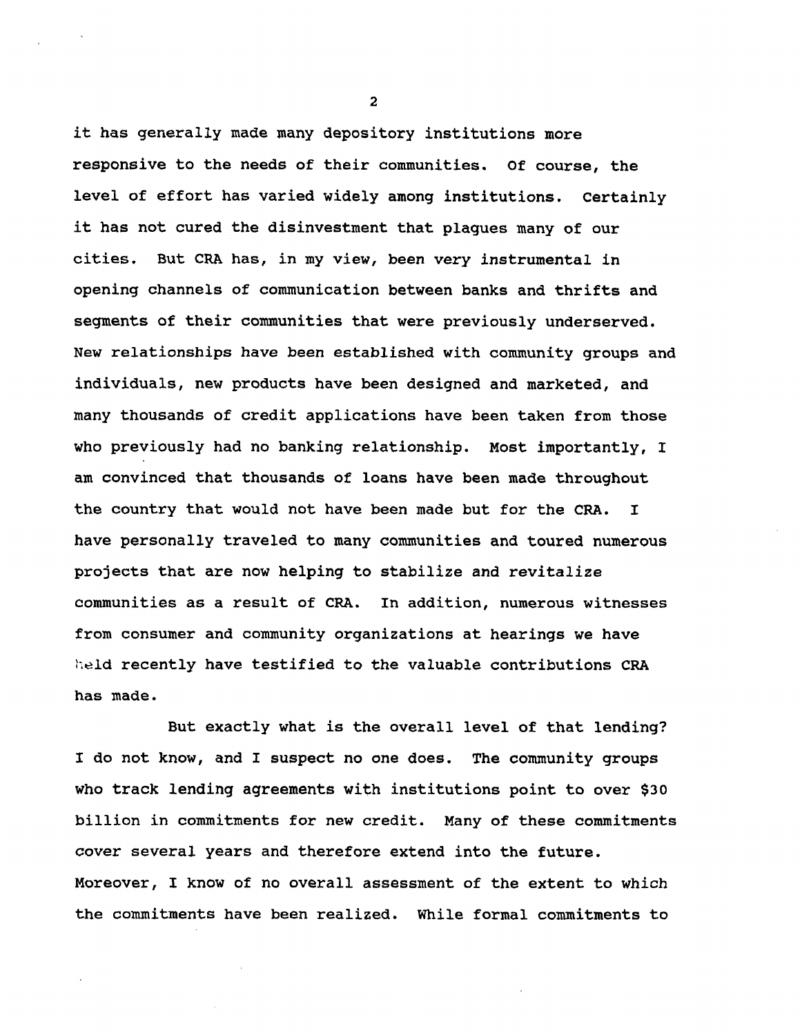it has generally made many depository institutions more responsive to the needs of their communities. Of course, the level of effort has varied widely among institutions. Certainly it has not cured the disinvestment that plagues many of our cities. But CRA has, in my view, been very instrumental in opening channels of communication between banks and thrifts and segments of their communities that were previously underserved. New relationships have been established with community groups and individuals, new products have been designed and marketed, and many thousands of credit applications have been taken from those who previously had no banking relationship. Most importantly, I am convinced that thousands of loans have been made throughout the country that would not have been made but for the CRA. I have personally traveled to many communities and toured numerous projects that are now helping to stabilize and revitalize communities as a result of CRA. In addition, numerous witnesses from consumer and community organizations at hearings we have held recently have testified to the valuable contributions CRA has made.

But exactly what is the overall level of that lending? I do not know, and I suspect no one does. The community groups who track lending agreements with institutions point to over $30 billion in commitments for new credit. Many of these commitments cover several years and therefore extend into the future. Moreover, I know of no overall assessment of the extent to which the commitments have been realized. While formal commitments to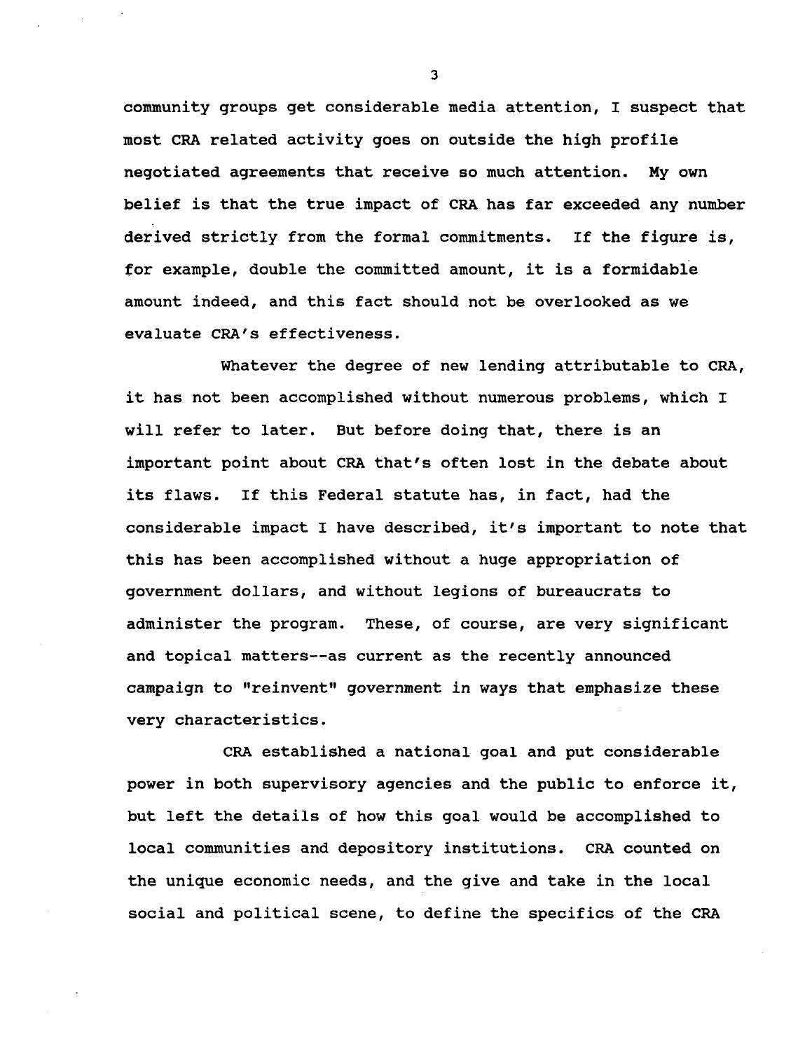community groups get considerable media attention, I suspect that most CRA related activity goes on outside the high profile negotiated agreements that receive so much attention. My own belief is that the true impact of CRA has far exceeded any number derived strictly from the formal commitments. If the figure is, for example, double the committed amount, it is a formidable amount indeed, and this fact should not be overlooked as we evaluate CRA's effectiveness.

Whatever the degree of new lending attributable to CRA, it has not been accomplished without numerous problems, which I will refer to later. But before doing that, there is an important point about CRA that's often lost in the debate about its flaws. If this Federal statute has, in fact, had the considerable impact I have described, it's important to note that this has been accomplished without a huge appropriation of government dollars, and without legions of bureaucrats to administer the program. These, of course, are very significant and topical matters--as current as the recently announced campaign to "reinvent" government in ways that emphasize these very characteristics.

CRA established a national goal and put considerable power in both supervisory agencies and the public to enforce it, but left the details of how this goal would be accomplished to local communities and depository institutions. CRA counted on the unique economic needs, and the give and take in the local social and political scene, to define the specifics of the CRA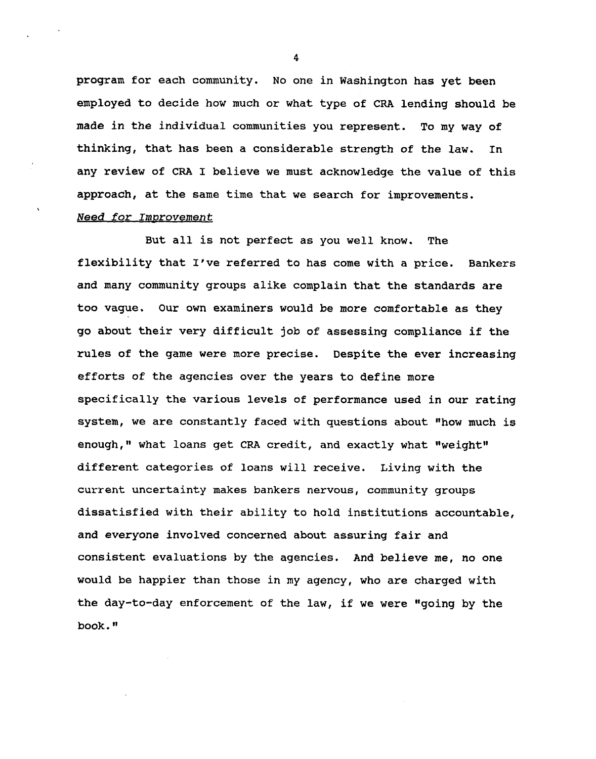program for each community. No one in Washington has yet been employed to decide how much or what type of CRA lending should be made in the individual communities you represent. To my way of thinking, that has been a considerable strength of the law. In any review of CRA I believe we must acknowledge the value of this approach, at the same time that we search for improvements.

*Need for Improvement*

But all is not perfect as you well know. The flexibility that I've referred to has come with a price. Bankers and many community groups alike complain that the standards are too vague. Our own examiners would be more comfortable as they go about their very difficult job of assessing compliance if the rules of the game were more precise. Despite the ever increasing efforts of the agencies over the years to define more specifically the various levels of performance used in our rating system, we are constantly faced with questions about "how much is enough," what loans get CRA credit, and exactly what "weight" different categories of loans will receive. Living with the current uncertainty makes bankers nervous, community groups dissatisfied with their ability to hold institutions accountable, and everyone involved concerned about assuring fair and consistent evaluations by the agencies. And believe me, no one would be happier than those in my agency, who are charged with the day-to-day enforcement of the law, if we were "going by the book."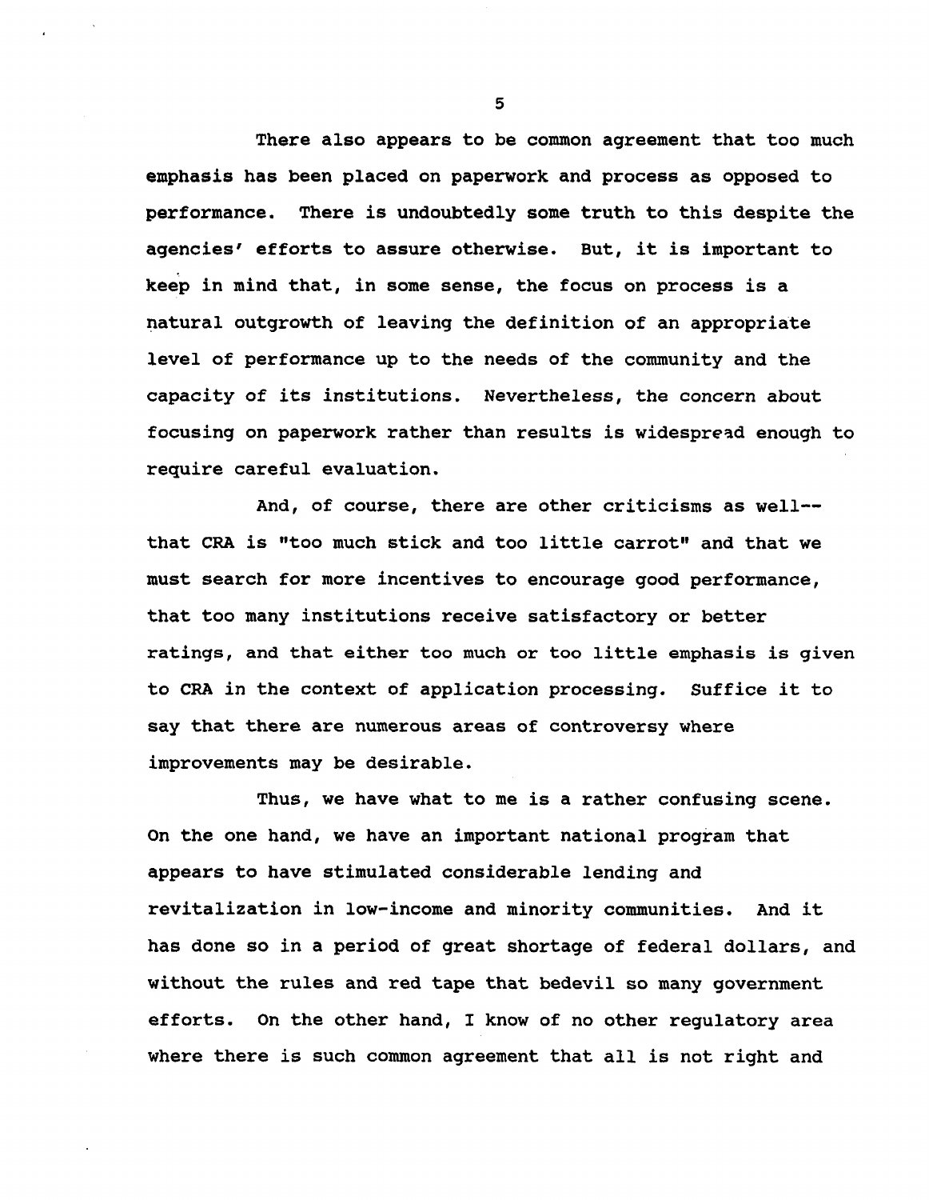There also appears to be common agreement that too much emphasis has been placed on paperwork and process as opposed to performance. There is undoubtedly some truth to this despite the agencies' efforts to assure otherwise. But, it is important to keep in mind that, in some sense, the focus on process is a natural outgrowth of leaving the definition of an appropriate level of performance up to the needs of the community and the capacity of its institutions. Nevertheless, the concern about focusing on paperwork rather than results is widespread enough to require careful evaluation.

And, of course, there are other criticisms as well--that CRA is "too much stick and too little carrot" and that we must search for more incentives to encourage good performance, that too many institutions receive satisfactory or better ratings, and that either too much or too little emphasis is given to CRA in the context of application processing. Suffice it to say that there are numerous areas of controversy where improvements may be desirable.

Thus, we have what to me is a rather confusing scene. On the one hand, we have an important national program that appears to have stimulated considerable lending and revitalization in low-income and minority communities. And it has done so in a period of great shortage of federal dollars, and without the rules and red tape that bedevil so many government efforts. On the other hand, I know of no other regulatory area where there is such common agreement that all is not right and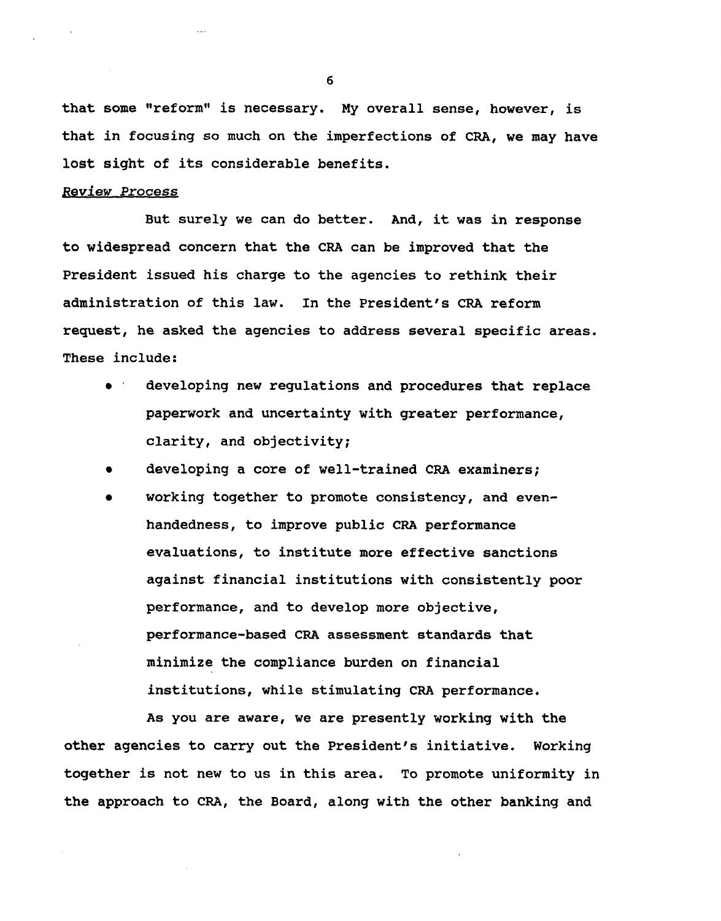that some "reform" is necessary. My overall sense, however, is that in focusing so much on the imperfections of CRA, we may have lost sight of its considerable benefits.

*Review Process*

But surely we can do better. And, it was in response to widespread concern that the CRA can be improved that the President issued his charge to the agencies to rethink their administration of this law. In the President's CRA reform request, he asked the agencies to address several specific areas. These include:

- developing new regulations and procedures that replace paperwork and uncertainty with greater performance, clarity, and objectivity;
- developing a core of well-trained CRA examiners;
- working together to promote consistency, and even-handedness, to improve public CRA performance evaluations, to institute more effective sanctions against financial institutions with consistently poor performance, and to develop more objective, performance-based CRA assessment standards that minimize the compliance burden on financial institutions, while stimulating CRA performance.

As you are aware, we are presently working with the other agencies to carry out the President's initiative. Working together is not new to us in this area. To promote uniformity in the approach to CRA, the Board, along with the other banking and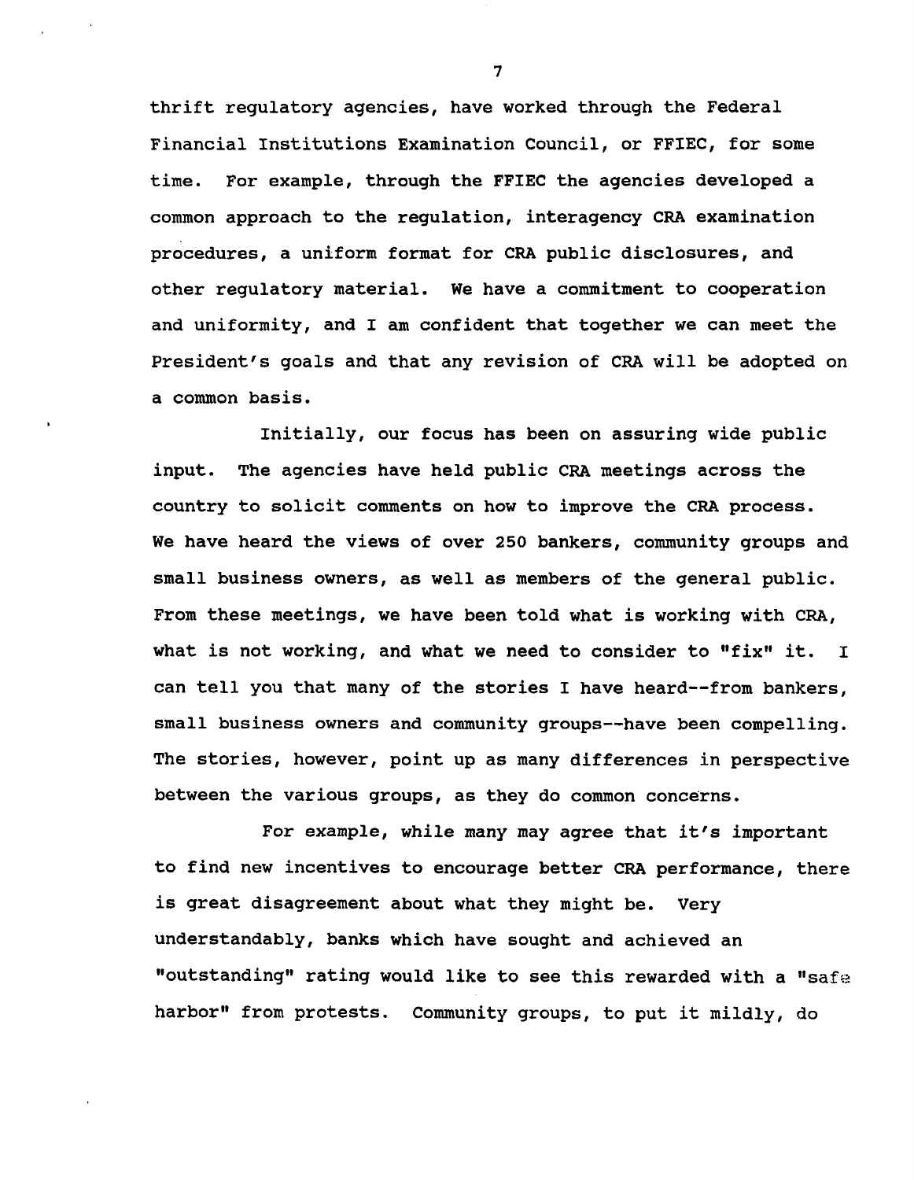thrift regulatory agencies, have worked through the Federal Financial Institutions Examination Council, or FFIEC, for some time. For example, through the FFIEC the agencies developed a common approach to the regulation, interagency CRA examination procedures, a uniform format for CRA public disclosures, and other regulatory material. We have a commitment to cooperation and uniformity, and I am confident that together we can meet the President's goals and that any revision of CRA will be adopted on a common basis.

Initially, our focus has been on assuring wide public input. The agencies have held public CRA meetings across the country to solicit comments on how to improve the CRA process. We have heard the views of over 250 bankers, community groups and small business owners, as well as members of the general public. From these meetings, we have been told what is working with CRA, what is not working, and what we need to consider to "fix" it. I can tell you that many of the stories I have heard--from bankers, small business owners and community groups--have been compelling. The stories, however, point up as many differences in perspective between the various groups, as they do common concerns.

For example, while many may agree that it's important to find new incentives to encourage better CRA performance, there is great disagreement about what they might be. Very understandably, banks which have sought and achieved an "outstanding" rating would like to see this rewarded with a "safe harbor" from protests. Community groups, to put it mildly, do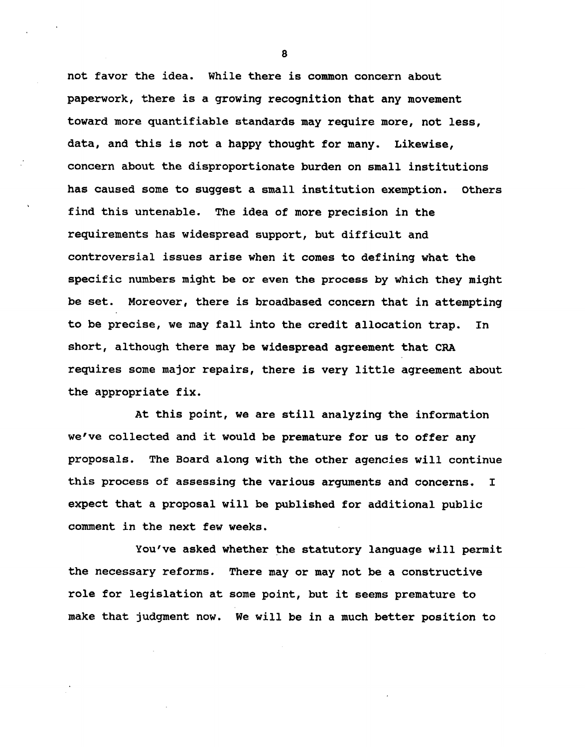not favor the idea. While there is common concern about paperwork, there is a growing recognition that any movement toward more quantifiable standards may require more, not less, data, and this is not a happy thought for many. Likewise, concern about the disproportionate burden on small institutions has caused some to suggest a small institution exemption. Others find this untenable. The idea of more precision in the requirements has widespread support, but difficult and controversial issues arise when it comes to defining what the specific numbers might be or even the process by which they might be set. Moreover, there is broadbased concern that in attempting to be precise, we may fall into the credit allocation trap. In short, although there may be widespread agreement that CRA requires some major repairs, there is very little agreement about the appropriate fix.

At this point, we are still analyzing the information we've collected and it would be premature for us to offer any proposals. The Board along with the other agencies will continue this process of assessing the various arguments and concerns. I expect that a proposal will be published for additional public comment in the next few weeks.

You've asked whether the statutory language will permit the necessary reforms. There may or may not be a constructive role for legislation at some point, but it seems premature to make that judgment now. We will be in a much better position to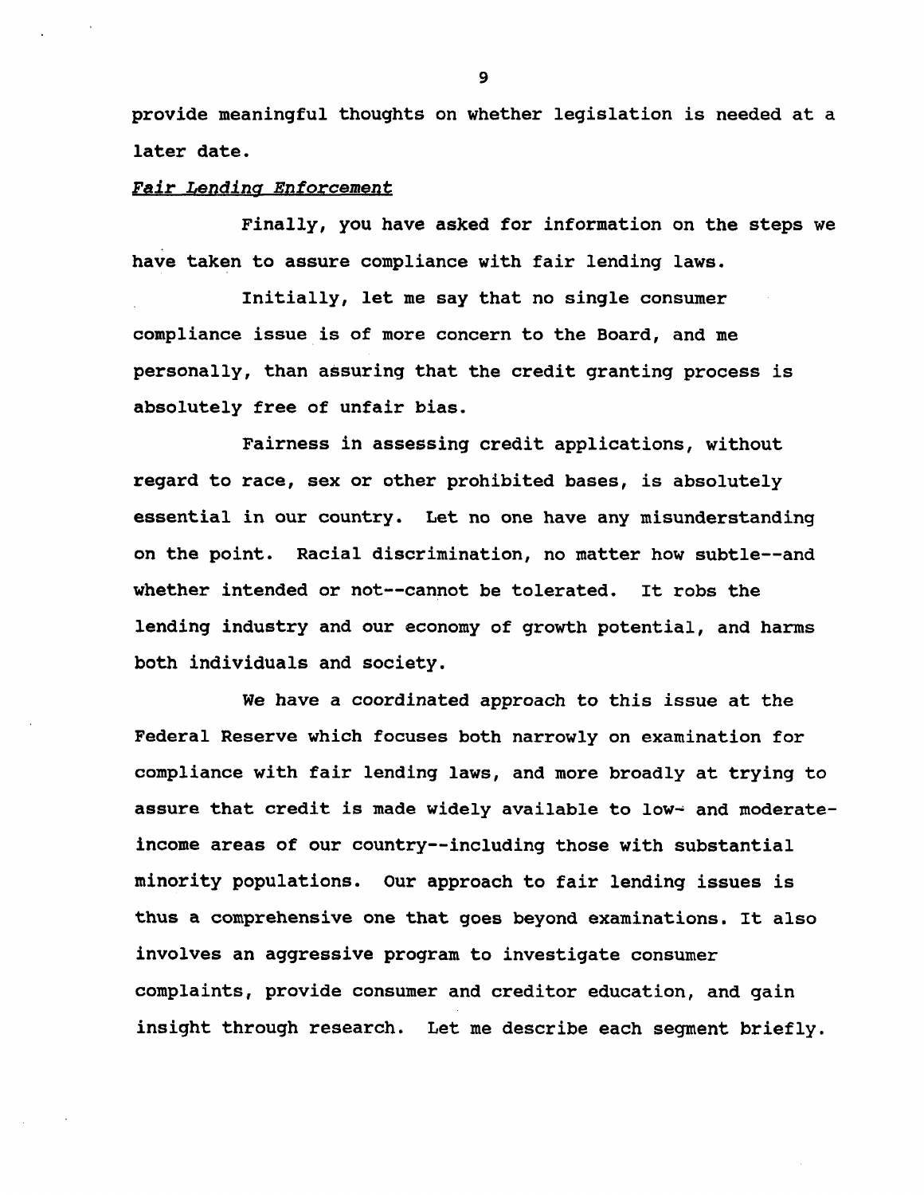provide meaningful thoughts on whether legislation is needed at a later date.

*Fair Lending Enforcement*

Finally, you have asked for information on the steps we have taken to assure compliance with fair lending laws.

Initially, let me say that no single consumer compliance issue is of more concern to the Board, and me personally, than assuring that the credit granting process is absolutely free of unfair bias.

Fairness in assessing credit applications, without regard to race, sex or other prohibited bases, is absolutely essential in our country. Let no one have any misunderstanding on the point. Racial discrimination, no matter how subtle--and whether intended or not--cannot be tolerated. It robs the lending industry and our economy of growth potential, and harms both individuals and society.

We have a coordinated approach to this issue at the Federal Reserve which focuses both narrowly on examination for compliance with fair lending laws, and more broadly at trying to assure that credit is made widely available to low- and moderate-income areas of our country--including those with substantial minority populations. Our approach to fair lending issues is thus a comprehensive one that goes beyond examinations. It also involves an aggressive program to investigate consumer complaints, provide consumer and creditor education, and gain insight through research. Let me describe each segment briefly.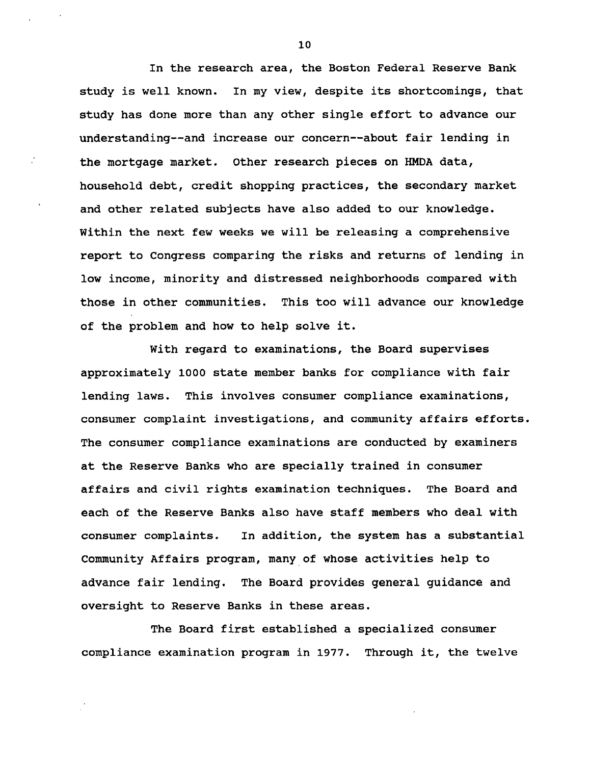In the research area, the Boston Federal Reserve Bank study is well known. In my view, despite its shortcomings, that study has done more than any other single effort to advance our understanding--and increase our concern--about fair lending in the mortgage market. Other research pieces on HMDA data, household debt, credit shopping practices, the secondary market and other related subjects have also added to our knowledge. Within the next few weeks we will be releasing a comprehensive report to Congress comparing the risks and returns of lending in low income, minority and distressed neighborhoods compared with those in other communities. This too will advance our knowledge of the problem and how to help solve it.

With regard to examinations, the Board supervises approximately 1000 state member banks for compliance with fair lending laws. This involves consumer compliance examinations, consumer complaint investigations, and community affairs efforts. The consumer compliance examinations are conducted by examiners at the Reserve Banks who are specially trained in consumer affairs and civil rights examination techniques. The Board and each of the Reserve Banks also have staff members who deal with consumer complaints. In addition, the system has a substantial Community Affairs program, many of whose activities help to advance fair lending. The Board provides general guidance and oversight to Reserve Banks in these areas.

The Board first established a specialized consumer compliance examination program in 1977. Through it, the twelve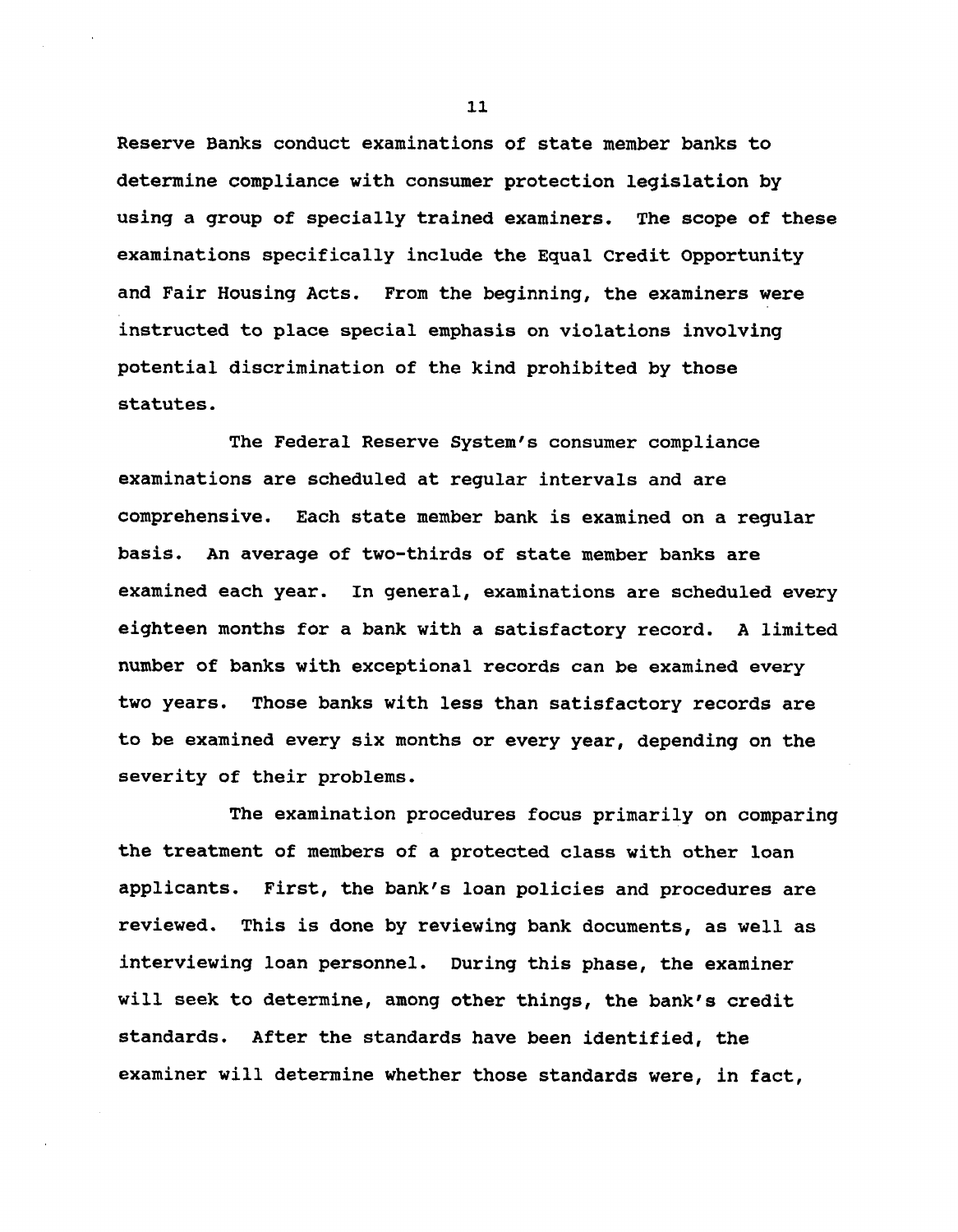Reserve Banks conduct examinations of state member banks to determine compliance with consumer protection legislation by using a group of specially trained examiners. The scope of these examinations specifically include the Equal Credit Opportunity and Fair Housing Acts. From the beginning, the examiners were instructed to place special emphasis on violations involving potential discrimination of the kind prohibited by those statutes.

The Federal Reserve System's consumer compliance examinations are scheduled at regular intervals and are comprehensive. Each state member bank is examined on a regular basis. An average of two-thirds of state member banks are examined each year. In general, examinations are scheduled every eighteen months for a bank with a satisfactory record. A limited number of banks with exceptional records can be examined every two years. Those banks with less than satisfactory records are to be examined every six months or every year, depending on the severity of their problems.

The examination procedures focus primarily on comparing the treatment of members of a protected class with other loan applicants. First, the bank's loan policies and procedures are reviewed. This is done by reviewing bank documents, as well as interviewing loan personnel. During this phase, the examiner will seek to determine, among other things, the bank's credit standards. After the standards have been identified, the examiner will determine whether those standards were, in fact,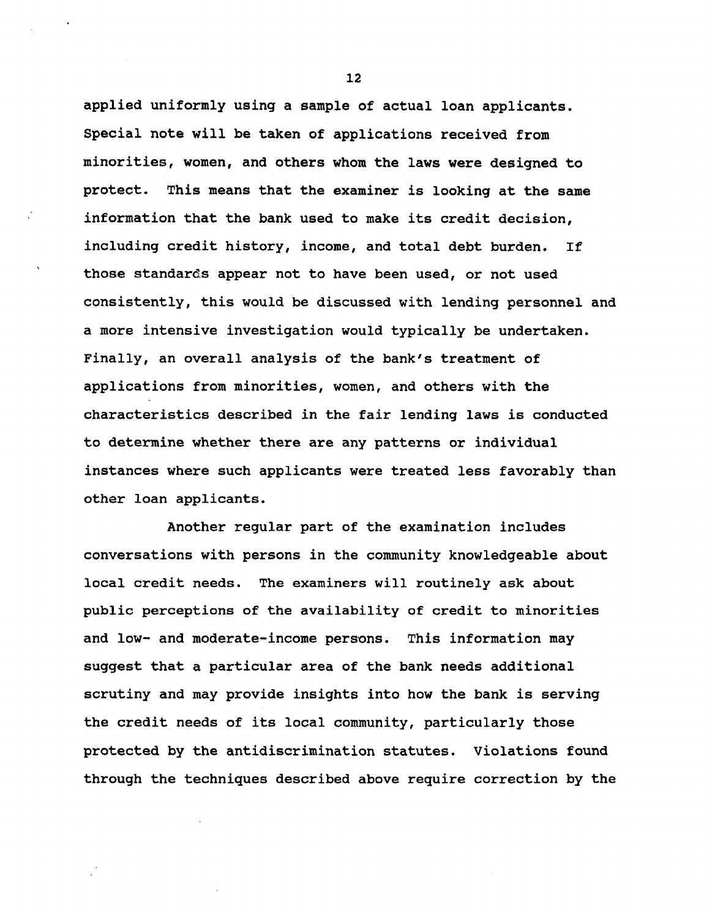applied uniformly using a sample of actual loan applicants. Special note will be taken of applications received from minorities, women, and others whom the laws were designed to protect. This means that the examiner is looking at the same information that the bank used to make its credit decision, including credit history, income, and total debt burden. If those standards appear not to have been used, or not used consistently, this would be discussed with lending personnel and a more intensive investigation would typically be undertaken. Finally, an overall analysis of the bank's treatment of applications from minorities, women, and others with the characteristics described in the fair lending laws is conducted to determine whether there are any patterns or individual instances where such applicants were treated less favorably than other loan applicants.

Another regular part of the examination includes conversations with persons in the community knowledgeable about local credit needs. The examiners will routinely ask about public perceptions of the availability of credit to minorities and low- and moderate-income persons. This information may suggest that a particular area of the bank needs additional scrutiny and may provide insights into how the bank is serving the credit needs of its local community, particularly those protected by the antidiscrimination statutes. Violations found through the techniques described above require correction by the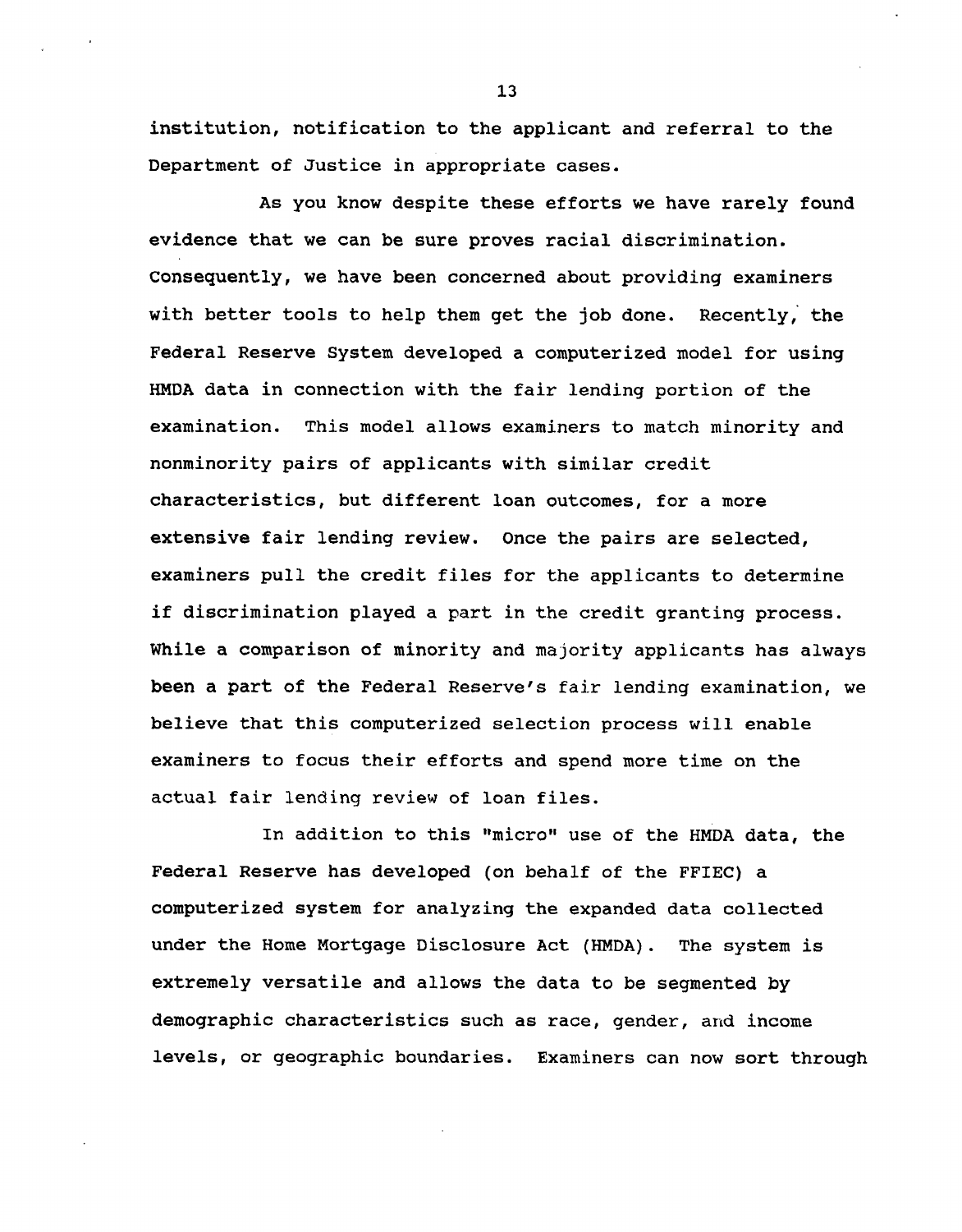institution, notification to the applicant and referral to the Department of Justice in appropriate cases.

As you know despite these efforts we have rarely found evidence that we can be sure proves racial discrimination. Consequently, we have been concerned about providing examiners with better tools to help them get the job done. Recently, the Federal Reserve System developed a computerized model for using HMDA data in connection with the fair lending portion of the examination. This model allows examiners to match minority and nonminority pairs of applicants with similar credit characteristics, but different loan outcomes, for a more extensive fair lending review. Once the pairs are selected, examiners pull the credit files for the applicants to determine if discrimination played a part in the credit granting process. While a comparison of minority and majority applicants has always been a part of the Federal Reserve's fair lending examination, we believe that this computerized selection process will enable examiners to focus their efforts and spend more time on the actual fair lending review of loan files.

In addition to this "micro" use of the HMDA data, the Federal Reserve has developed (on behalf of the FFIEC) a computerized system for analyzing the expanded data collected under the Home Mortgage Disclosure Act (HMDA). The system is extremely versatile and allows the data to be segmented by demographic characteristics such as race, gender, and income levels, or geographic boundaries. Examiners can now sort through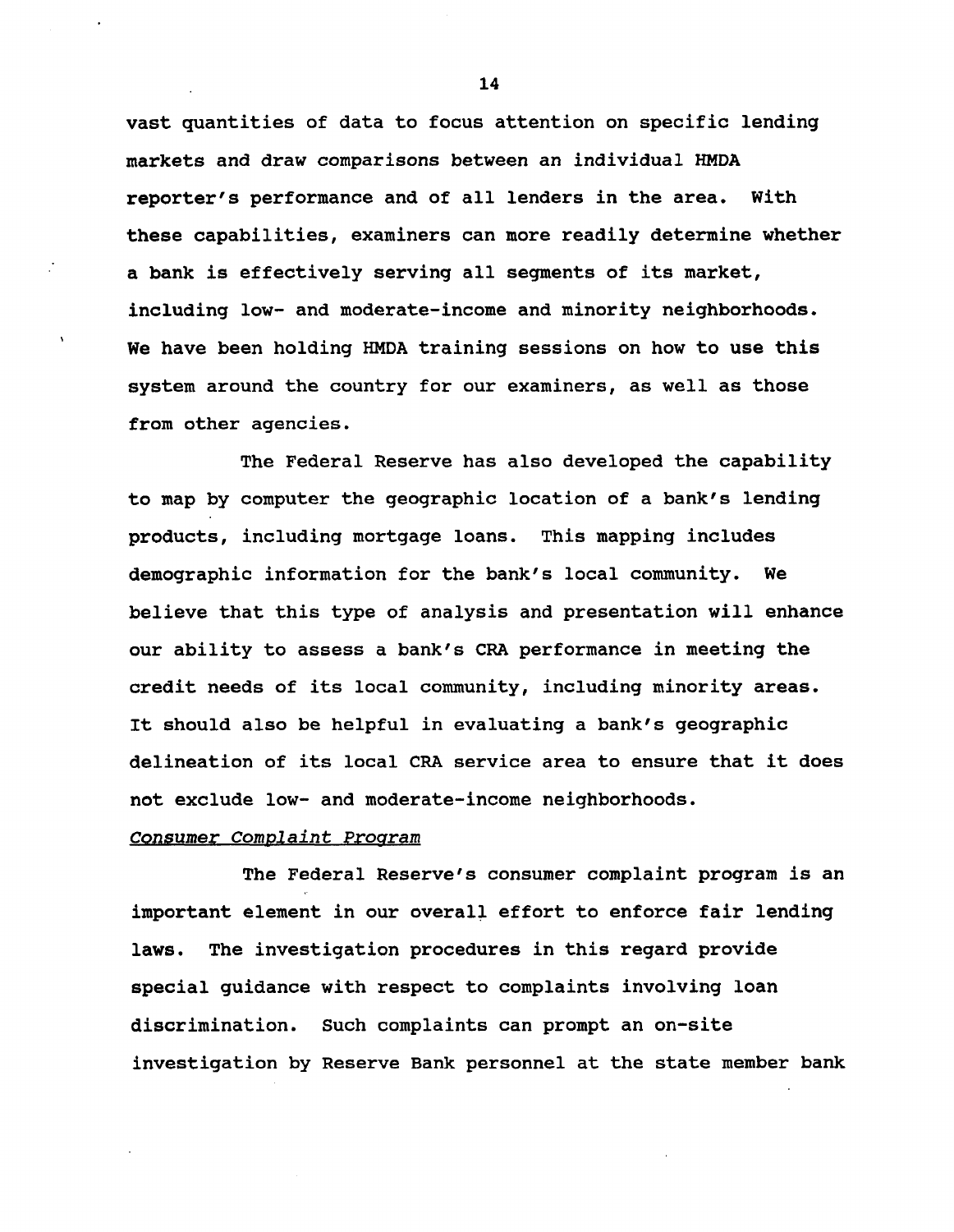vast quantities of data to focus attention on specific lending markets and draw comparisons between an individual HMDA reporter's performance and of all lenders in the area. With these capabilities, examiners can more readily determine whether a bank is effectively serving all segments of its market, including low- and moderate-income and minority neighborhoods. We have been holding HMDA training sessions on how to use this system around the country for our examiners, as well as those from other agencies.

The Federal Reserve has also developed the capability to map by computer the geographic location of a bank's lending products, including mortgage loans. This mapping includes demographic information for the bank's local community. We believe that this type of analysis and presentation will enhance our ability to assess a bank's CRA performance in meeting the credit needs of its local community, including minority areas. It should also be helpful in evaluating a bank's geographic delineation of its local CRA service area to ensure that it does not exclude low- and moderate-income neighborhoods.

*Consumer Complaint Program*

The Federal Reserve's consumer complaint program is an important element in our overall effort to enforce fair lending laws. The investigation procedures in this regard provide special guidance with respect to complaints involving loan discrimination. Such complaints can prompt an on-site investigation by Reserve Bank personnel at the state member bank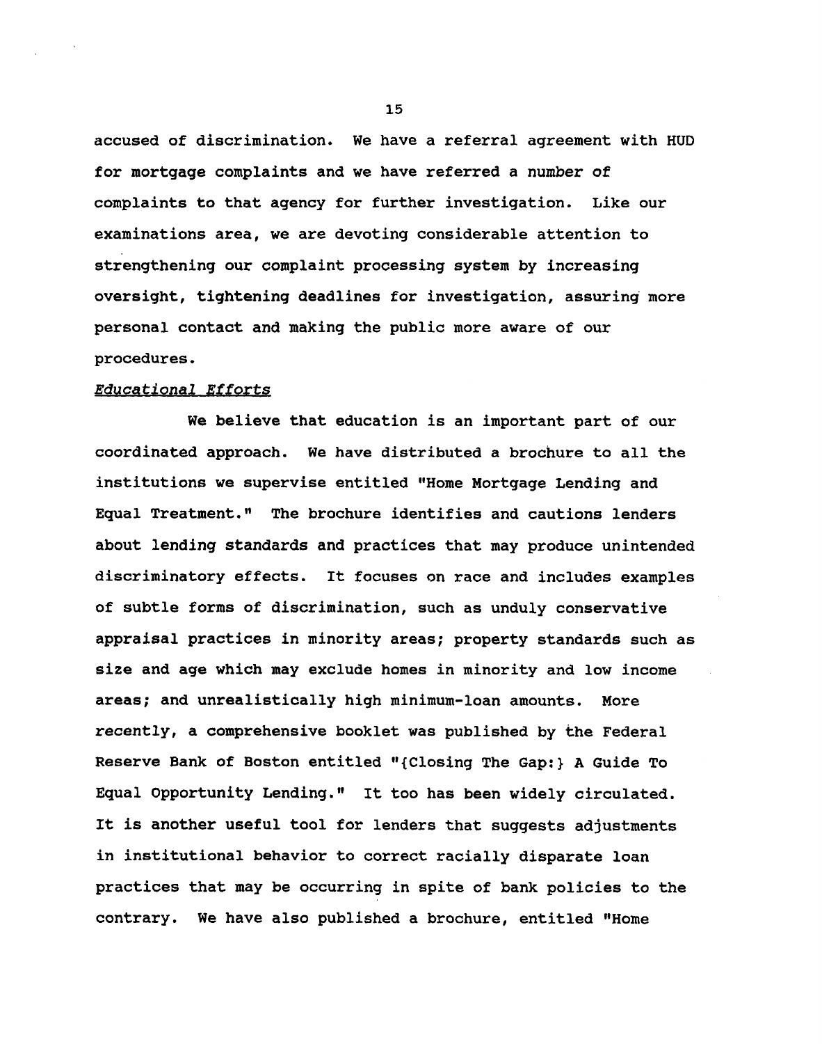accused of discrimination. We have a referral agreement with HUD for mortgage complaints and we have referred a number of complaints to that agency for further investigation. Like our examinations area, we are devoting considerable attention to strengthening our complaint processing system by increasing oversight, tightening deadlines for investigation, assuring more personal contact and making the public more aware of our procedures.

*Educational Efforts*

We believe that education is an important part of our coordinated approach. We have distributed a brochure to all the institutions we supervise entitled "Home Mortgage Lending and Equal Treatment." The brochure identifies and cautions lenders about lending standards and practices that may produce unintended discriminatory effects. It focuses on race and includes examples of subtle forms of discrimination, such as unduly conservative appraisal practices in minority areas; property standards such as size and age which may exclude homes in minority and low income areas; and unrealistically high minimum-loan amounts. More recently, a comprehensive booklet was published by the Federal Reserve Bank of Boston entitled "{Closing The Gap:} A Guide To Equal Opportunity Lending." It too has been widely circulated. It is another useful tool for lenders that suggests adjustments in institutional behavior to correct racially disparate loan practices that may be occurring in spite of bank policies to the contrary. We have also published a brochure, entitled "Home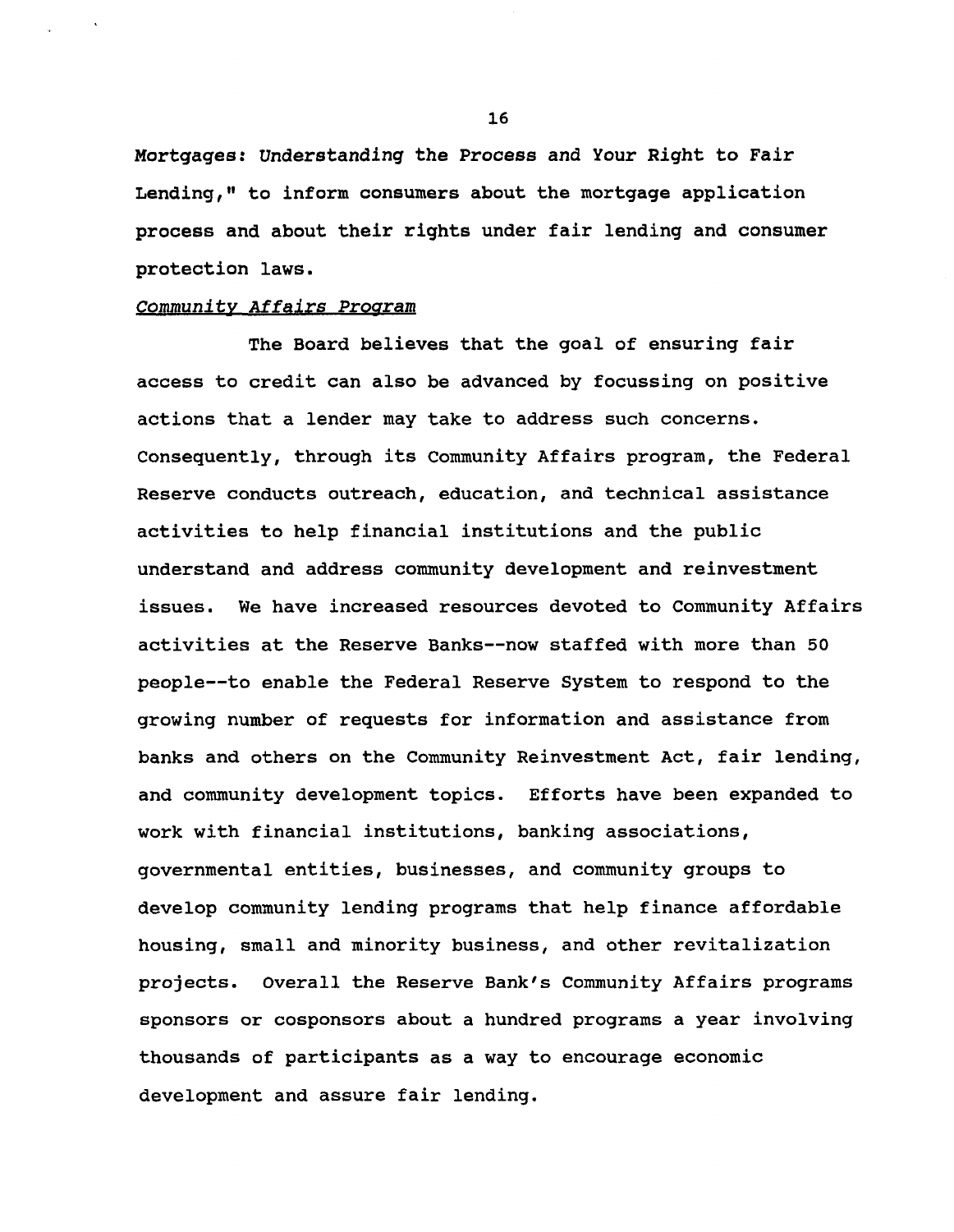*Mortgages: Understanding the Process and Your Right to Fair Lending,"* to inform consumers about the mortgage application process and about their rights under fair lending and consumer protection laws.

*Community Affairs Program*

The Board believes that the goal of ensuring fair access to credit can also be advanced by focussing on positive actions that a lender may take to address such concerns. Consequently, through its Community Affairs program, the Federal Reserve conducts outreach, education, and technical assistance activities to help financial institutions and the public understand and address community development and reinvestment issues. We have increased resources devoted to Community Affairs activities at the Reserve Banks--now staffed with more than 50 people--to enable the Federal Reserve System to respond to the growing number of requests for information and assistance from banks and others on the Community Reinvestment Act, fair lending, and community development topics. Efforts have been expanded to work with financial institutions, banking associations, governmental entities, businesses, and community groups to develop community lending programs that help finance affordable housing, small and minority business, and other revitalization projects. Overall the Reserve Bank's Community Affairs programs sponsors or cosponsors about a hundred programs a year involving thousands of participants as a way to encourage economic development and assure fair lending.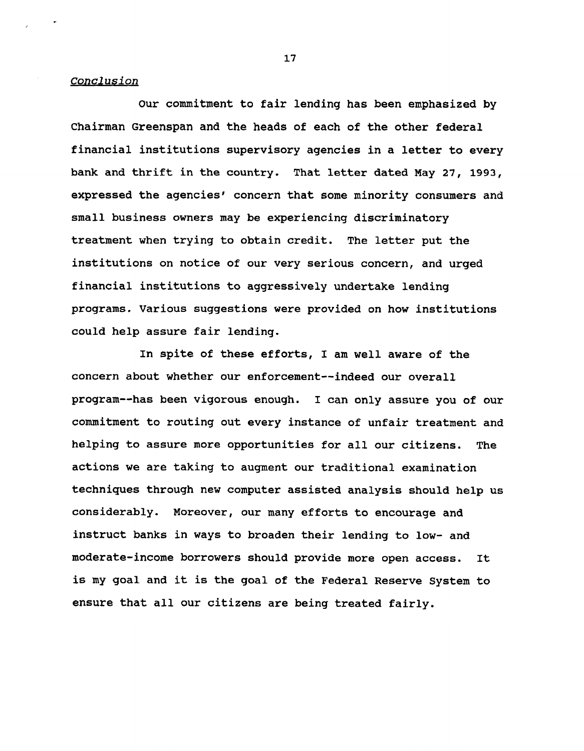*Conclusion*

Our commitment to fair lending has been emphasized by Chairman Greenspan and the heads of each of the other federal financial institutions supervisory agencies in a letter to every bank and thrift in the country. That letter dated May 27, 1993, expressed the agencies' concern that some minority consumers and small business owners may be experiencing discriminatory treatment when trying to obtain credit. The letter put the institutions on notice of our very serious concern, and urged financial institutions to aggressively undertake lending programs. Various suggestions were provided on how institutions could help assure fair lending.

In spite of these efforts, I am well aware of the concern about whether our enforcement--indeed our overall program--has been vigorous enough. I can only assure you of our commitment to routing out every instance of unfair treatment and helping to assure more opportunities for all our citizens. The actions we are taking to augment our traditional examination techniques through new computer assisted analysis should help us considerably. Moreover, our many efforts to encourage and instruct banks in ways to broaden their lending to low- and moderate-income borrowers should provide more open access. It is my goal and it is the goal of the Federal Reserve System to ensure that all our citizens are being treated fairly.